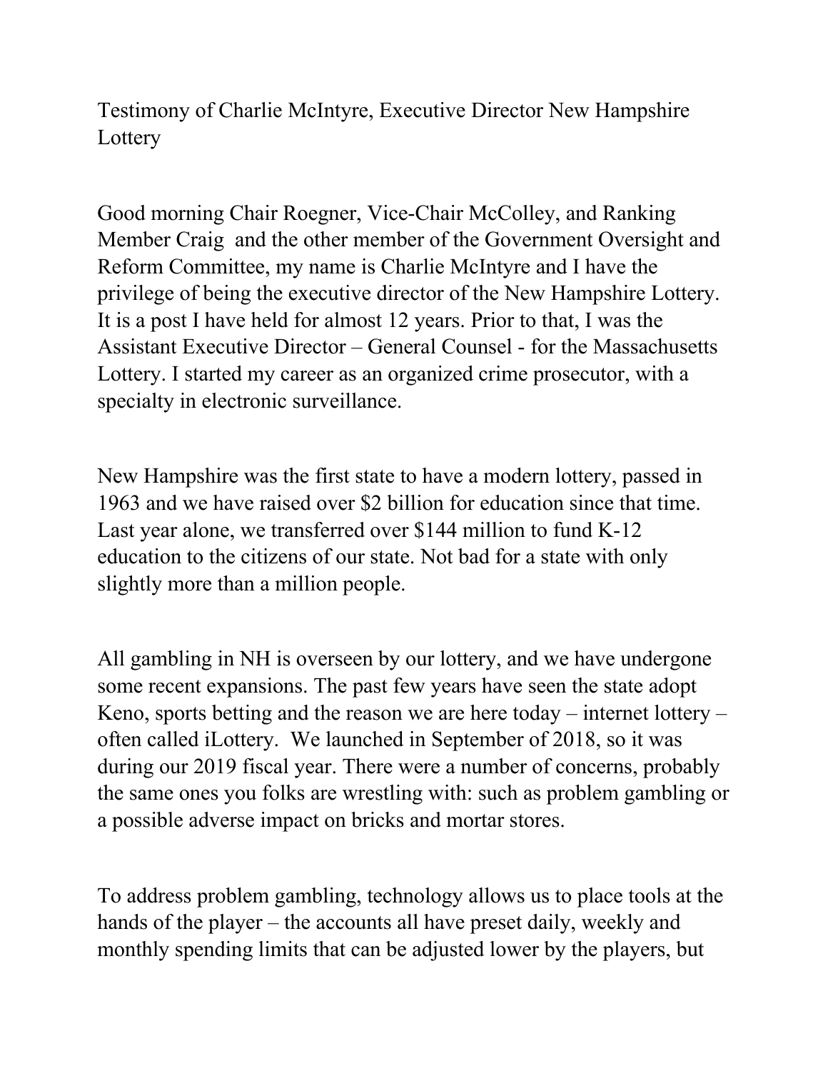Testimony of Charlie McIntyre, Executive Director New Hampshire Lottery

Good morning Chair Roegner, Vice-Chair McColley, and Ranking Member Craig  and the other member of the Government Oversight and Reform Committee, my name is Charlie McIntyre and I have the privilege of being the executive director of the New Hampshire Lottery. It is a post I have held for almost 12 years. Prior to that, I was the Assistant Executive Director – General Counsel - for the Massachusetts Lottery. I started my career as an organized crime prosecutor, with a specialty in electronic surveillance.

New Hampshire was the first state to have a modern lottery, passed in 1963 and we have raised over $2 billion for education since that time. Last year alone, we transferred over $144 million to fund K-12 education to the citizens of our state. Not bad for a state with only slightly more than a million people.

All gambling in NH is overseen by our lottery, and we have undergone some recent expansions. The past few years have seen the state adopt Keno, sports betting and the reason we are here today – internet lottery – often called iLottery.  We launched in September of 2018, so it was during our 2019 fiscal year. There were a number of concerns, probably the same ones you folks are wrestling with: such as problem gambling or a possible adverse impact on bricks and mortar stores.

To address problem gambling, technology allows us to place tools at the hands of the player – the accounts all have preset daily, weekly and monthly spending limits that can be adjusted lower by the players, but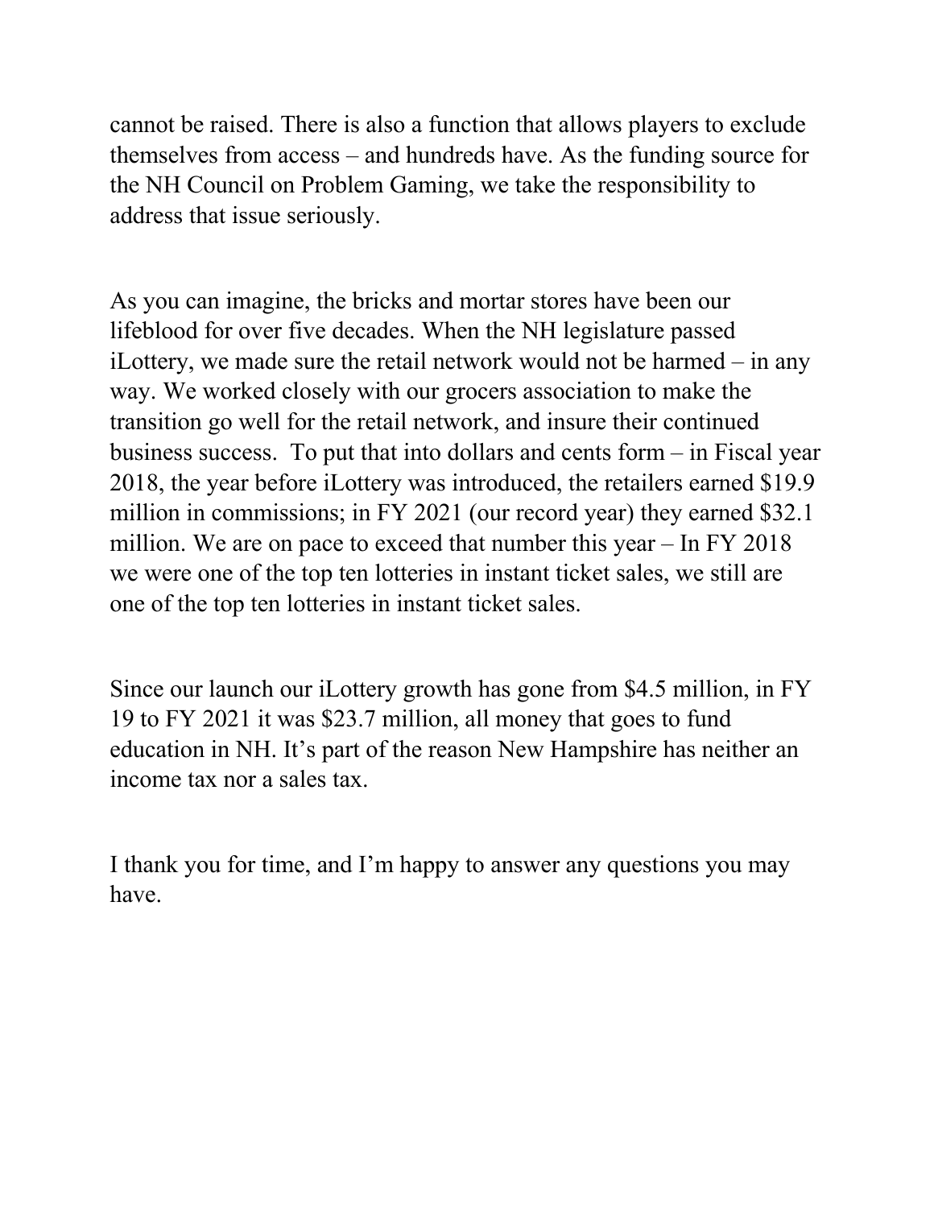cannot be raised. There is also a function that allows players to exclude themselves from access – and hundreds have. As the funding source for the NH Council on Problem Gaming, we take the responsibility to address that issue seriously.

As you can imagine, the bricks and mortar stores have been our lifeblood for over five decades. When the NH legislature passed iLottery, we made sure the retail network would not be harmed – in any way. We worked closely with our grocers association to make the transition go well for the retail network, and insure their continued business success. To put that into dollars and cents form – in Fiscal year 2018, the year before iLottery was introduced, the retailers earned $19.9 million in commissions; in FY 2021 (our record year) they earned $32.1 million. We are on pace to exceed that number this year – In FY 2018 we were one of the top ten lotteries in instant ticket sales, we still are one of the top ten lotteries in instant ticket sales.

Since our launch our iLottery growth has gone from $4.5 million, in FY 19 to FY 2021 it was $23.7 million, all money that goes to fund education in NH. It's part of the reason New Hampshire has neither an income tax nor a sales tax.

I thank you for time, and I'm happy to answer any questions you may have.